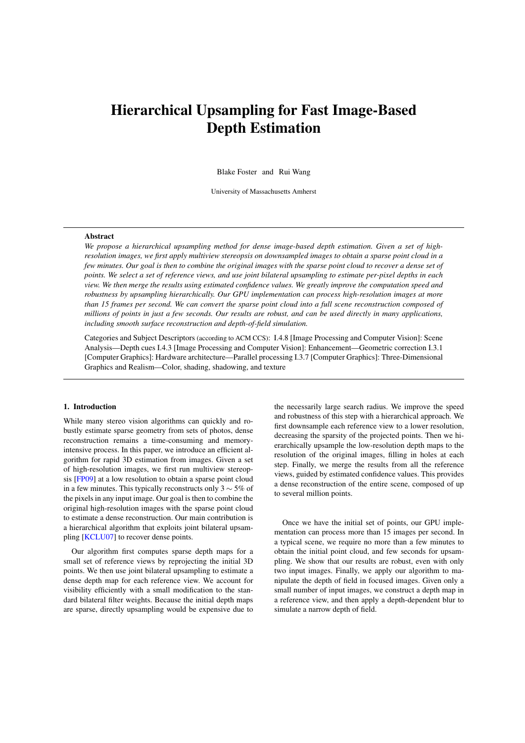# Hierarchical Upsampling for Fast Image-Based Depth Estimation

Blake Foster and Rui Wang

University of Massachusetts Amherst

## Abstract

*We propose a hierarchical upsampling method for dense image-based depth estimation. Given a set of high-resolution images, we first apply multiview stereopsis on downsampled images to obtain a sparse point cloud in a few minutes. Our goal is then to combine the original images with the sparse point cloud to recover a dense set of points. We select a set of reference views, and use joint bilateral upsampling to estimate per-pixel depths in each view. We then merge the results using estimated confidence values. We greatly improve the computation speed and robustness by upsampling hierarchically. Our GPU implementation can process high-resolution images at more than 15 frames per second. We can convert the sparse point cloud into a full scene reconstruction composed of millions of points in just a few seconds. Our results are robust, and can be used directly in many applications, including smooth surface reconstruction and depth-of-field simulation.*

Categories and Subject Descriptors (according to ACM CCS): I.4.8 [Image Processing and Computer Vision]: Scene Analysis—Depth cues I.4.3 [Image Processing and Computer Vision]: Enhancement—Geometric correction I.3.1 [Computer Graphics]: Hardware architecture—Parallel processing I.3.7 [Computer Graphics]: Three-Dimensional Graphics and Realism—Color, shading, shadowing, and texture

## 1. Introduction

While many stereo vision algorithms can quickly and robustly estimate sparse geometry from sets of photos, dense reconstruction remains a time-consuming and memory-intensive process. In this paper, we introduce an efficient algorithm for rapid 3D estimation from images. Given a set of high-resolution images, we first run multiview stereopsis [FP09] at a low resolution to obtain a sparse point cloud in a few minutes. This typically reconstructs only $3 \sim 5\%$ of the pixels in any input image. Our goal is then to combine the original high-resolution images with the sparse point cloud to estimate a dense reconstruction. Our main contribution is a hierarchical algorithm that exploits joint bilateral upsampling [KCLU07] to recover dense points.

Our algorithm first computes sparse depth maps for a small set of reference views by reprojecting the initial 3D points. We then use joint bilateral upsampling to estimate a dense depth map for each reference view. We account for visibility efficiently with a small modification to the standard bilateral filter weights. Because the initial depth maps are sparse, directly upsampling would be expensive due to the necessarily large search radius. We improve the speed and robustness of this step with a hierarchical approach. We first downsample each reference view to a lower resolution, decreasing the sparsity of the projected points. Then we hierarchically upsample the low-resolution depth maps to the resolution of the original images, filling in holes at each step. Finally, we merge the results from all the reference views, guided by estimated confidence values. This provides a dense reconstruction of the entire scene, composed of up to several million points.

Once we have the initial set of points, our GPU implementation can process more than 15 images per second. In a typical scene, we require no more than a few minutes to obtain the initial point cloud, and few seconds for upsampling. We show that our results are robust, even with only two input images. Finally, we apply our algorithm to manipulate the depth of field in focused images. Given only a small number of input images, we construct a depth map in a reference view, and then apply a depth-dependent blur to simulate a narrow depth of field.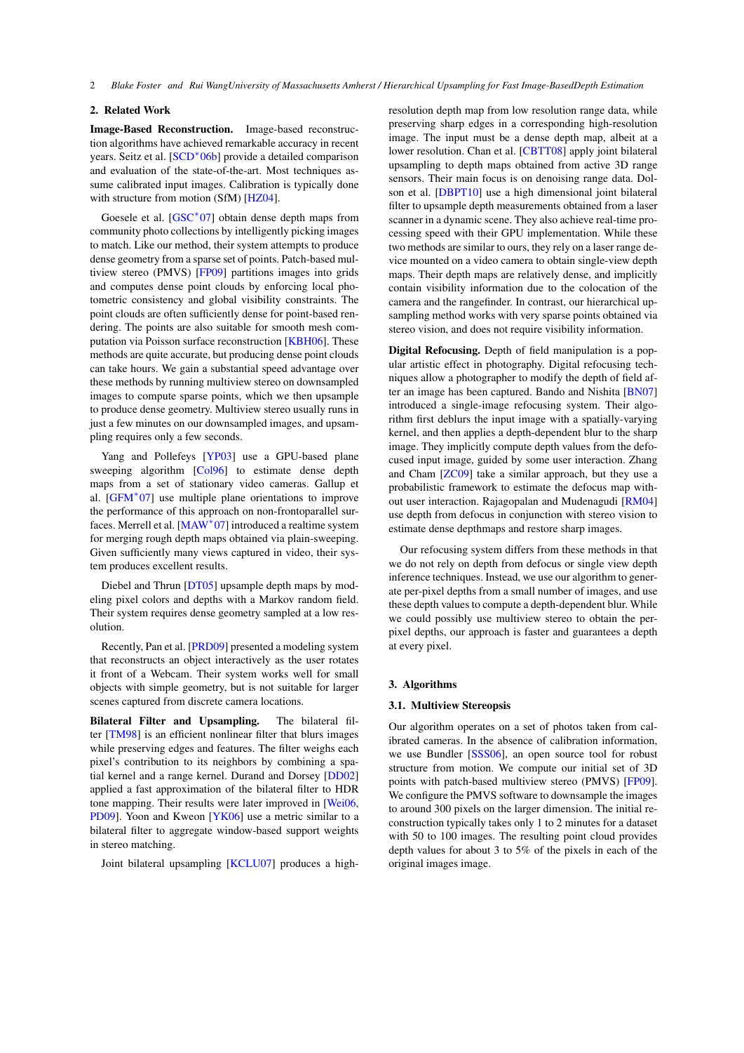## 2. Related Work

**Image-Based Reconstruction.** Image-based reconstruction algorithms have achieved remarkable accuracy in recent years. Seitz et al. [SCD*06b] provide a detailed comparison and evaluation of the state-of-the-art. Most techniques assume calibrated input images. Calibration is typically done with structure from motion (SfM) [HZ04].

Goesele et al. [GSC*07] obtain dense depth maps from community photo collections by intelligently picking images to match. Like our method, their system attempts to produce dense geometry from a sparse set of points. Patch-based multiview stereo (PMVS) [FP09] partitions images into grids and computes dense point clouds by enforcing local photometric consistency and global visibility constraints. The point clouds are often sufficiently dense for point-based rendering. The points are also suitable for smooth mesh computation via Poisson surface reconstruction [KBH06]. These methods are quite accurate, but producing dense point clouds can take hours. We gain a substantial speed advantage over these methods by running multiview stereo on downsampled images to compute sparse points, which we then upsample to produce dense geometry. Multiview stereo usually runs in just a few minutes on our downsampled images, and upsampling requires only a few seconds.

Yang and Pollefeys [YP03] use a GPU-based plane sweeping algorithm [Col96] to estimate dense depth maps from a set of stationary video cameras. Gallup et al. [GFM*07] use multiple plane orientations to improve the performance of this approach on non-frontoparallel surfaces. Merrell et al. [MAW*07] introduced a realtime system for merging rough depth maps obtained via plain-sweeping. Given sufficiently many views captured in video, their system produces excellent results.

Diebel and Thrun [DT05] upsample depth maps by modeling pixel colors and depths with a Markov random field. Their system requires dense geometry sampled at a low resolution.

Recently, Pan et al. [PRD09] presented a modeling system that reconstructs an object interactively as the user rotates it front of a Webcam. Their system works well for small objects with simple geometry, but is not suitable for larger scenes captured from discrete camera locations.

**Bilateral Filter and Upsampling.** The bilateral filter [TM98] is an efficient nonlinear filter that blurs images while preserving edges and features. The filter weighs each pixel's contribution to its neighbors by combining a spatial kernel and a range kernel. Durand and Dorsey [DD02] applied a fast approximation of the bilateral filter to HDR tone mapping. Their results were later improved in [Wei06, PD09]. Yoon and Kweon [YK06] use a metric similar to a bilateral filter to aggregate window-based support weights in stereo matching.

Joint bilateral upsampling [KCLU07] produces a high-resolution depth map from low resolution range data, while preserving sharp edges in a corresponding high-resolution image. The input must be a dense depth map, albeit at a lower resolution. Chan et al. [CBTT08] apply joint bilateral upsampling to depth maps obtained from active 3D range sensors. Their main focus is on denoising range data. Dolson et al. [DBPT10] use a high dimensional joint bilateral filter to upsample depth measurements obtained from a laser scanner in a dynamic scene. They also achieve real-time processing speed with their GPU implementation. While these two methods are similar to ours, they rely on a laser range device mounted on a video camera to obtain single-view depth maps. Their depth maps are relatively dense, and implicitly contain visibility information due to the colocation of the camera and the rangefinder. In contrast, our hierarchical upsampling method works with very sparse points obtained via stereo vision, and does not require visibility information.

**Digital Refocusing.** Depth of field manipulation is a popular artistic effect in photography. Digital refocusing techniques allow a photographer to modify the depth of field after an image has been captured. Bando and Nishita [BN07] introduced a single-image refocusing system. Their algorithm first deblurs the input image with a spatially-varying kernel, and then applies a depth-dependent blur to the sharp image. They implicitly compute depth values from the defocused input image, guided by some user interaction. Zhang and Cham [ZC09] take a similar approach, but they use a probabilistic framework to estimate the defocus map without user interaction. Rajagopalan and Mudenagudi [RM04] use depth from defocus in conjunction with stereo vision to estimate dense depthmaps and restore sharp images.

Our refocusing system differs from these methods in that we do not rely on depth from defocus or single view depth inference techniques. Instead, we use our algorithm to generate per-pixel depths from a small number of images, and use these depth values to compute a depth-dependent blur. While we could possibly use multiview stereo to obtain the per-pixel depths, our approach is faster and guarantees a depth at every pixel.

## 3. Algorithms

### 3.1. Multiview Stereopsis

Our algorithm operates on a set of photos taken from calibrated cameras. In the absence of calibration information, we use Bundler [SSS06], an open source tool for robust structure from motion. We compute our initial set of 3D points with patch-based multiview stereo (PMVS) [FP09]. We configure the PMVS software to downsample the images to around 300 pixels on the larger dimension. The initial reconstruction typically takes only 1 to 2 minutes for a dataset with 50 to 100 images. The resulting point cloud provides depth values for about 3 to 5% of the pixels in each of the original images image.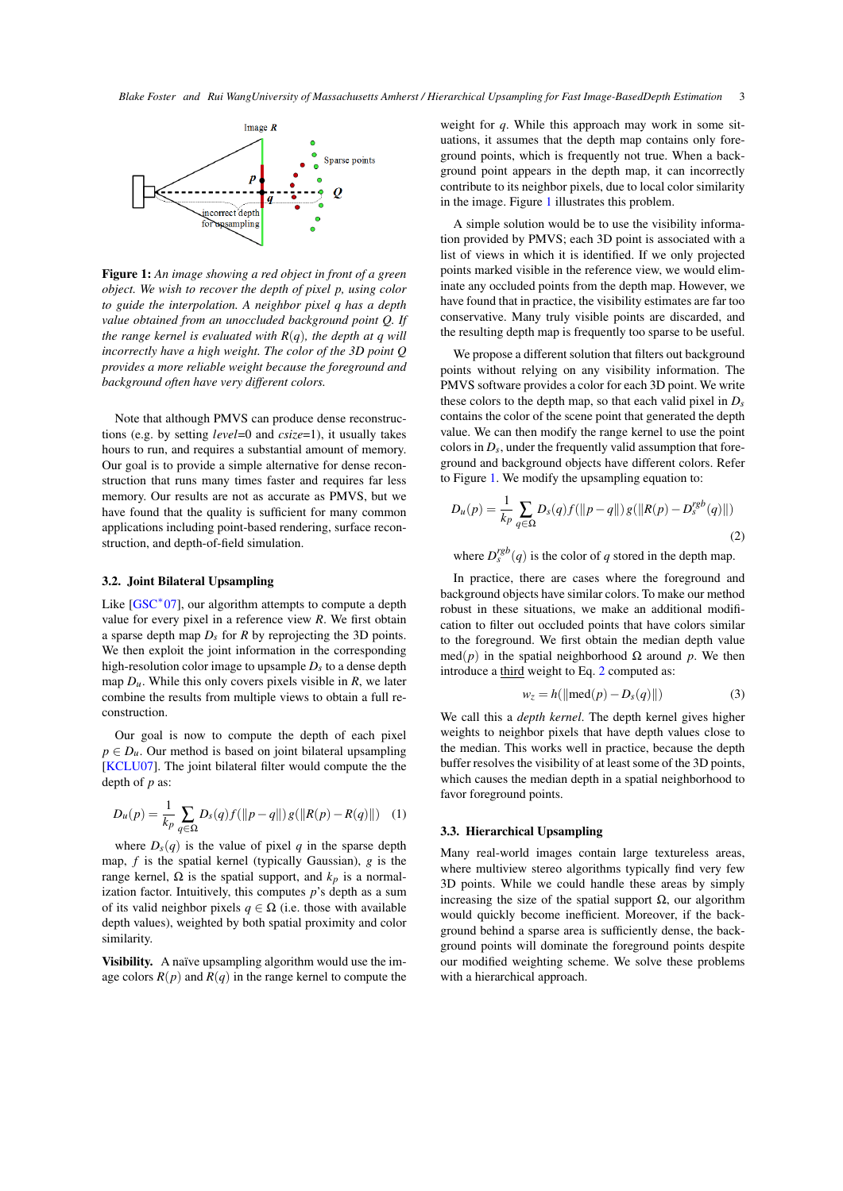**Figure 1:** *An image showing a red object in front of a green object. We wish to recover the depth of pixel p, using color to guide the interpolation. A neighbor pixel q has a depth value obtained from an unoccluded background point Q. If the range kernel is evaluated with R(q), the depth at q will incorrectly have a high weight. The color of the 3D point Q provides a more reliable weight because the foreground and background often have very different colors.*

Note that although PMVS can produce dense reconstructions (e.g. by setting *level*=0 and *csize*=1), it usually takes hours to run, and requires a substantial amount of memory. Our goal is to provide a simple alternative for dense reconstruction that runs many times faster and requires far less memory. Our results are not as accurate as PMVS, but we have found that the quality is sufficient for many common applications including point-based rendering, surface reconstruction, and depth-of-field simulation.

### 3.2. Joint Bilateral Upsampling

Like [GSC*07], our algorithm attempts to compute a depth value for every pixel in a reference view $R$. We first obtain a sparse depth map $D_s$ for $R$ by reprojecting the 3D points. We then exploit the joint information in the corresponding high-resolution color image to upsample $D_s$ to a dense depth map $D_u$. While this only covers pixels visible in $R$, we later combine the results from multiple views to obtain a full reconstruction.

Our goal is now to compute the depth of each pixel $p \in D_u$. Our method is based on joint bilateral upsampling [KCLU07]. The joint bilateral filter would compute the the depth of $p$ as:

$$D_u(p) = \frac{1}{k_p} \sum_{q \in \Omega} D_s(q) f(\|p-q\|)\, g(\|R(p) - R(q)\|) \quad (1)$$

where $D_s(q)$ is the value of pixel $q$ in the sparse depth map, $f$ is the spatial kernel (typically Gaussian), $g$ is the range kernel, $\Omega$ is the spatial support, and $k_p$ is a normalization factor. Intuitively, this computes $p$'s depth as a sum of its valid neighbor pixels $q \in \Omega$ (i.e. those with available depth values), weighted by both spatial proximity and color similarity.

**Visibility.** A naïve upsampling algorithm would use the image colors $R(p)$ and $R(q)$ in the range kernel to compute the weight for $q$. While this approach may work in some situations, it assumes that the depth map contains only foreground points, which is frequently not true. When a background point appears in the depth map, it can incorrectly contribute to its neighbor pixels, due to local color similarity in the image. Figure 1 illustrates this problem.

A simple solution would be to use the visibility information provided by PMVS; each 3D point is associated with a list of views in which it is identified. If we only projected points marked visible in the reference view, we would eliminate any occluded points from the depth map. However, we have found that in practice, the visibility estimates are far too conservative. Many truly visible points are discarded, and the resulting depth map is frequently too sparse to be useful.

We propose a different solution that filters out background points without relying on any visibility information. The PMVS software provides a color for each 3D point. We write these colors to the depth map, so that each valid pixel in $D_s$ contains the color of the scene point that generated the depth value. We can then modify the range kernel to use the point colors in $D_s$, under the frequently valid assumption that foreground and background objects have different colors. Refer to Figure 1. We modify the upsampling equation to:

$$D_u(p) = \frac{1}{k_p} \sum_{q \in \Omega} D_s(q) f(\|p-q\|)\, g(\|R(p) - D_s^{rgb}(q)\|) \quad (2)$$

where $D_s^{rgb}(q)$ is the color of $q$ stored in the depth map.

In practice, there are cases where the foreground and background objects have similar colors. To make our method robust in these situations, we make an additional modification to filter out occluded points that have colors similar to the foreground. We first obtain the median depth value $\mathrm{med}(p)$ in the spatial neighborhood $\Omega$ around $p$. We then introduce a third weight to Eq. 2 computed as:

$$w_z = h(\|\mathrm{med}(p) - D_s(q)\|) \quad (3)$$

We call this a *depth kernel*. The depth kernel gives higher weights to neighbor pixels that have depth values close to the median. This works well in practice, because the depth buffer resolves the visibility of at least some of the 3D points, which causes the median depth in a spatial neighborhood to favor foreground points.

### 3.3. Hierarchical Upsampling

Many real-world images contain large textureless areas, where multiview stereo algorithms typically find very few 3D points. While we could handle these areas by simply increasing the size of the spatial support $\Omega$, our algorithm would quickly become inefficient. Moreover, if the background behind a sparse area is sufficiently dense, the background points will dominate the foreground points despite our modified weighting scheme. We solve these problems with a hierarchical approach.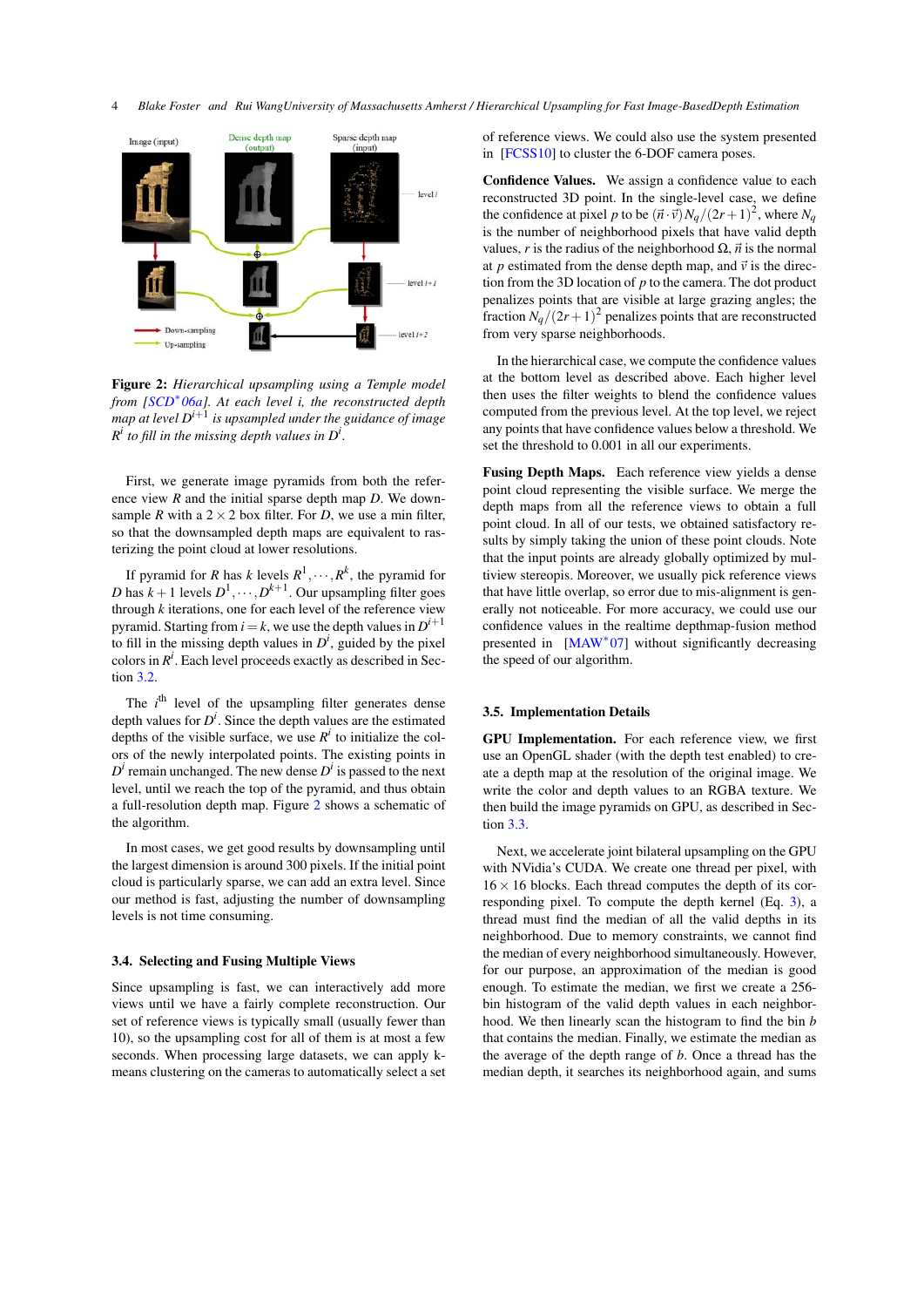**Figure 2:** *Hierarchical upsampling using a Temple model from [SCD*06a]. At each level i, the reconstructed depth map at level $D^{i+1}$ is upsampled under the guidance of image $R^i$ to fill in the missing depth values in $D^i$.*

First, we generate image pyramids from both the reference view $R$ and the initial sparse depth map $D$. We downsample $R$ with a $2 \times 2$ box filter. For $D$, we use a min filter, so that the downsampled depth maps are equivalent to rasterizing the point cloud at lower resolutions.

If pyramid for $R$ has $k$ levels $R^1, \cdots, R^k$, the pyramid for $D$ has $k+1$ levels $D^1, \cdots, D^{k+1}$. Our upsampling filter goes through $k$ iterations, one for each level of the reference view pyramid. Starting from $i = k$, we use the depth values in $D^{i+1}$ to fill in the missing depth values in $D^i$, guided by the pixel colors in $R^i$. Each level proceeds exactly as described in Section 3.2.

The $i^{\text{th}}$ level of the upsampling filter generates dense depth values for $D^i$. Since the depth values are the estimated depths of the visible surface, we use $R^i$ to initialize the colors of the newly interpolated points. The existing points in $D^i$ remain unchanged. The new dense $D^i$ is passed to the next level, until we reach the top of the pyramid, and thus obtain a full-resolution depth map. Figure 2 shows a schematic of the algorithm.

In most cases, we get good results by downsampling until the largest dimension is around 300 pixels. If the initial point cloud is particularly sparse, we can add an extra level. Since our method is fast, adjusting the number of downsampling levels is not time consuming.

### 3.4. Selecting and Fusing Multiple Views

Since upsampling is fast, we can interactively add more views until we have a fairly complete reconstruction. Our set of reference views is typically small (usually fewer than 10), so the upsampling cost for all of them is at most a few seconds. When processing large datasets, we can apply k-means clustering on the cameras to automatically select a set of reference views. We could also use the system presented in [FCSS10] to cluster the 6-DOF camera poses.

**Confidence Values.** We assign a confidence value to each reconstructed 3D point. In the single-level case, we define the confidence at pixel $p$ to be $(\vec{n} \cdot \vec{v}) N_q / (2r+1)^2$, where $N_q$ is the number of neighborhood pixels that have valid depth values, $r$ is the radius of the neighborhood $\Omega$, $\vec{n}$ is the normal at $p$ estimated from the dense depth map, and $\vec{v}$ is the direction from the 3D location of $p$ to the camera. The dot product penalizes points that are visible at large grazing angles; the fraction $N_q / (2r+1)^2$ penalizes points that are reconstructed from very sparse neighborhoods.

In the hierarchical case, we compute the confidence values at the bottom level as described above. Each higher level then uses the filter weights to blend the confidence values computed from the previous level. At the top level, we reject any points that have confidence values below a threshold. We set the threshold to 0.001 in all our experiments.

**Fusing Depth Maps.** Each reference view yields a dense point cloud representing the visible surface. We merge the depth maps from all the reference views to obtain a full point cloud. In all of our tests, we obtained satisfactory results by simply taking the union of these point clouds. Note that the input points are already globally optimized by multiview stereopis. Moreover, we usually pick reference views that have little overlap, so error due to mis-alignment is generally not noticeable. For more accuracy, we could use our confidence values in the realtime depthmap-fusion method presented in [MAW*07] without significantly decreasing the speed of our algorithm.

### 3.5. Implementation Details

**GPU Implementation.** For each reference view, we first use an OpenGL shader (with the depth test enabled) to create a depth map at the resolution of the original image. We write the color and depth values to an RGBA texture. We then build the image pyramids on GPU, as described in Section 3.3.

Next, we accelerate joint bilateral upsampling on the GPU with NVidia's CUDA. We create one thread per pixel, with $16 \times 16$ blocks. Each thread computes the depth of its corresponding pixel. To compute the depth kernel (Eq. 3), a thread must find the median of all the valid depths in its neighborhood. Due to memory constraints, we cannot find the median of every neighborhood simultaneously. However, for our purpose, an approximation of the median is good enough. To estimate the median, we first we create a 256-bin histogram of the valid depth values in each neighborhood. We then linearly scan the histogram to find the bin $b$ that contains the median. Finally, we estimate the median as the average of the depth range of $b$. Once a thread has the median depth, it searches its neighborhood again, and sums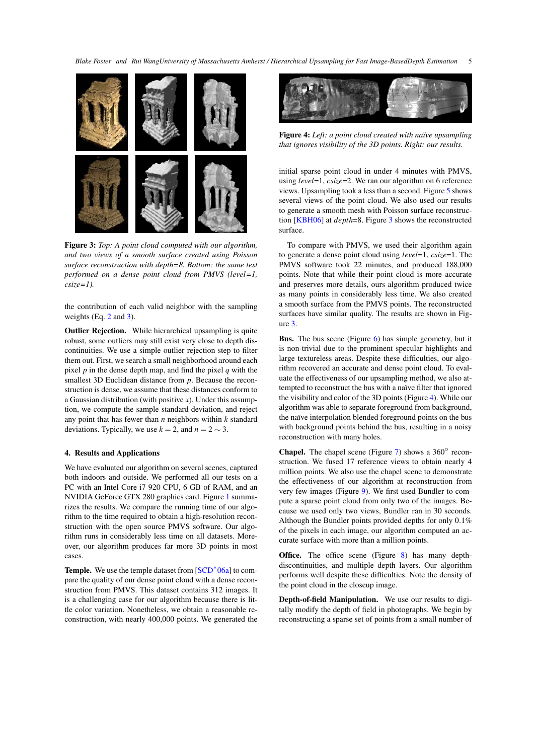**Figure 3:** *Top: A point cloud computed with our algorithm, and two views of a smooth surface created using Poisson surface reconstruction with depth=8. Bottom: the same test performed on a dense point cloud from PMVS (level=1, csize=1).*

the contribution of each valid neighbor with the sampling weights (Eq. 2 and 3).

**Outlier Rejection.** While hierarchical upsampling is quite robust, some outliers may still exist very close to depth discontinuities. We use a simple outlier rejection step to filter them out. First, we search a small neighborhood around each pixel $p$ in the dense depth map, and find the pixel $q$ with the smallest 3D Euclidean distance from $p$. Because the reconstruction is dense, we assume that these distances conform to a Gaussian distribution (with positive $x$). Under this assumption, we compute the sample standard deviation, and reject any point that has fewer than $n$ neighbors within $k$ standard deviations. Typically, we use $k = 2$, and $n = 2 \sim 3$.

## 4. Results and Applications

We have evaluated our algorithm on several scenes, captured both indoors and outside. We performed all our tests on a PC with an Intel Core i7 920 CPU, 6 GB of RAM, and an NVIDIA GeForce GTX 280 graphics card. Figure 1 summarizes the results. We compare the running time of our algorithm to the time required to obtain a high-resolution reconstruction with the open source PMVS software. Our algorithm runs in considerably less time on all datasets. Moreover, our algorithm produces far more 3D points in most cases.

**Temple.** We use the temple dataset from [SCD*06a] to compare the quality of our dense point cloud with a dense reconstruction from PMVS. This dataset contains 312 images. It is a challenging case for our algorithm because there is little color variation. Nonetheless, we obtain a reasonable reconstruction, with nearly 400,000 points. We generated the initial sparse point cloud in under 4 minutes with PMVS, using *level*=1, *csize*=2. We ran our algorithm on 6 reference views. Upsampling took a less than a second. Figure 5 shows several views of the point cloud. We also used our results to generate a smooth mesh with Poisson surface reconstruction [KBH06] at *depth*=8. Figure 3 shows the reconstructed surface.

**Figure 4:** *Left: a point cloud created with naïve upsampling that ignores visibility of the 3D points. Right: our results.*

To compare with PMVS, we used their algorithm again to generate a dense point cloud using *level*=1, *csize*=1. The PMVS software took 22 minutes, and produced 188,000 points. Note that while their point cloud is more accurate and preserves more details, ours algorithm produced twice as many points in considerably less time. We also created a smooth surface from the PMVS points. The reconstructed surfaces have similar quality. The results are shown in Figure 3.

**Bus.** The bus scene (Figure 6) has simple geometry, but it is non-trivial due to the prominent specular highlights and large textureless areas. Despite these difficulties, our algorithm recovered an accurate and dense point cloud. To evaluate the effectiveness of our upsampling method, we also attempted to reconstruct the bus with a naïve filter that ignored the visibility and color of the 3D points (Figure 4). While our algorithm was able to separate foreground from background, the naïve interpolation blended foreground points on the bus with background points behind the bus, resulting in a noisy reconstruction with many holes.

**Chapel.** The chapel scene (Figure 7) shows a 360° reconstruction. We fused 17 reference views to obtain nearly 4 million points. We also use the chapel scene to demonstrate the effectiveness of our algorithm at reconstruction from very few images (Figure 9). We first used Bundler to compute a sparse point cloud from only two of the images. Because we used only two views, Bundler ran in 30 seconds. Although the Bundler points provided depths for only 0.1% of the pixels in each image, our algorithm computed an accurate surface with more than a million points.

**Office.** The office scene (Figure 8) has many depth-discontinuities, and multiple depth layers. Our algorithm performs well despite these difficulties. Note the density of the point cloud in the closeup image.

**Depth-of-field Manipulation.** We use our results to digitally modify the depth of field in photographs. We begin by reconstructing a sparse set of points from a small number of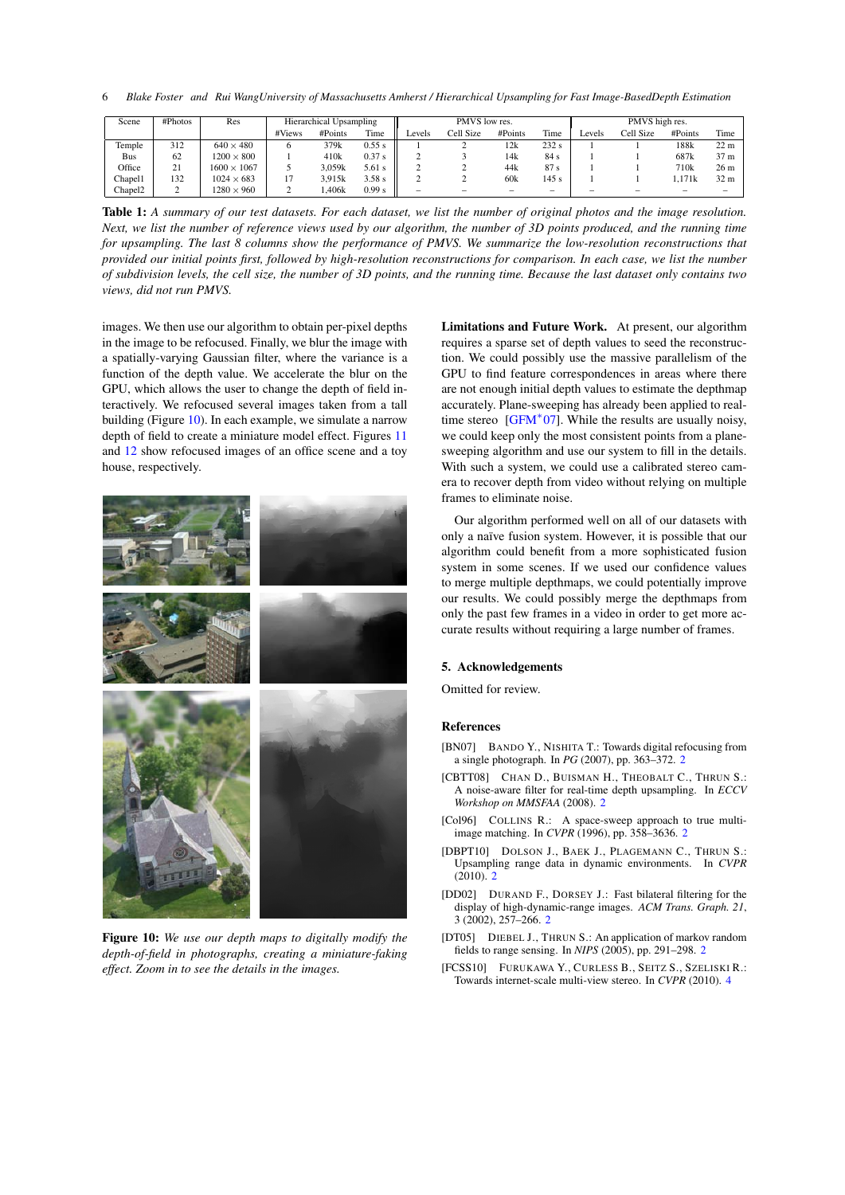| Scene | #Photos | Res | Hierarchical Upsampling | | | PMVS low res. | | | | PMVS high res. | | | |
|---|---|---|---|---|---|---|---|---|---|---|---|---|---|
| | | | #Views | #Points | Time | Levels | Cell Size | #Points | Time | Levels | Cell Size | #Points | Time |
| Temple | 312 | 640 × 480 | 6 | 379k | 0.55 s | 1 | 2 | 12k | 232 s | 1 | 1 | 188k | 22 m |
| Bus | 62 | 1200 × 800 | 1 | 410k | 0.37 s | 2 | 3 | 14k | 84 s | 1 | 1 | 687k | 37 m |
| Office | 21 | 1600 × 1067 | 5 | 3,059k | 5.61 s | 2 | 2 | 44k | 87 s | 1 | 1 | 710k | 26 m |
| Chapel1 | 132 | 1024 × 683 | 17 | 3,915k | 3.58 s | 2 | 2 | 60k | 145 s | 1 | 1 | 1,171k | 32 m |
| Chapel2 | 2 | 1280 × 960 | 2 | 1,406k | 0.99 s | – | – | – | – | – | – | – | – |

**Table 1:** *A summary of our test datasets. For each dataset, we list the number of original photos and the image resolution. Next, we list the number of reference views used by our algorithm, the number of 3D points produced, and the running time for upsampling. The last 8 columns show the performance of PMVS. We summarize the low-resolution reconstructions that provided our initial points first, followed by high-resolution reconstructions for comparison. In each case, we list the number of subdivision levels, the cell size, the number of 3D points, and the running time. Because the last dataset only contains two views, did not run PMVS.*

images. We then use our algorithm to obtain per-pixel depths in the image to be refocused. Finally, we blur the image with a spatially-varying Gaussian filter, where the variance is a function of the depth value. We accelerate the blur on the GPU, which allows the user to change the depth of field interactively. We refocused several images taken from a tall building (Figure 10). In each example, we simulate a narrow depth of field to create a miniature model effect. Figures 11 and 12 show refocused images of an office scene and a toy house, respectively.

**Figure 10:** *We use our depth maps to digitally modify the depth-of-field in photographs, creating a miniature-faking effect. Zoom in to see the details in the images.*

**Limitations and Future Work.** At present, our algorithm requires a sparse set of depth values to seed the reconstruction. We could possibly use the massive parallelism of the GPU to find feature correspondences in areas where there are not enough initial depth values to estimate the depthmap accurately. Plane-sweeping has already been applied to real-time stereo [GFM*07]. While the results are usually noisy, we could keep only the most consistent points from a plane-sweeping algorithm and use our system to fill in the details. With such a system, we could use a calibrated stereo camera to recover depth from video without relying on multiple frames to eliminate noise.

Our algorithm performed well on all of our datasets with only a naïve fusion system. However, it is possible that our algorithm could benefit from a more sophisticated fusion system in some scenes. If we used our confidence values to merge multiple depthmaps, we could potentially improve our results. We could possibly merge the depthmaps from only the past few frames in a video in order to get more accurate results without requiring a large number of frames.

## 5. Acknowledgements

Omitted for review.

## References

[BN07] BANDO Y., NISHITA T.: Towards digital refocusing from a single photograph. In *PG* (2007), pp. 363–372. 2

[CBTT08] CHAN D., BUISMAN H., THEOBALT C., THRUN S.: A noise-aware filter for real-time depth upsampling. In *ECCV Workshop on MMSFAA* (2008). 2

[Col96] COLLINS R.: A space-sweep approach to true multi-image matching. In *CVPR* (1996), pp. 358–3636. 2

[DBPT10] DOLSON J., BAEK J., PLAGEMANN C., THRUN S.: Upsampling range data in dynamic environments. In *CVPR* (2010). 2

[DD02] DURAND F., DORSEY J.: Fast bilateral filtering for the display of high-dynamic-range images. *ACM Trans. Graph. 21*, 3 (2002), 257–266. 2

[DT05] DIEBEL J., THRUN S.: An application of markov random fields to range sensing. In *NIPS* (2005), pp. 291–298. 2

[FCSS10] FURUKAWA Y., CURLESS B., SEITZ S., SZELISKI R.: Towards internet-scale multi-view stereo. In *CVPR* (2010). 4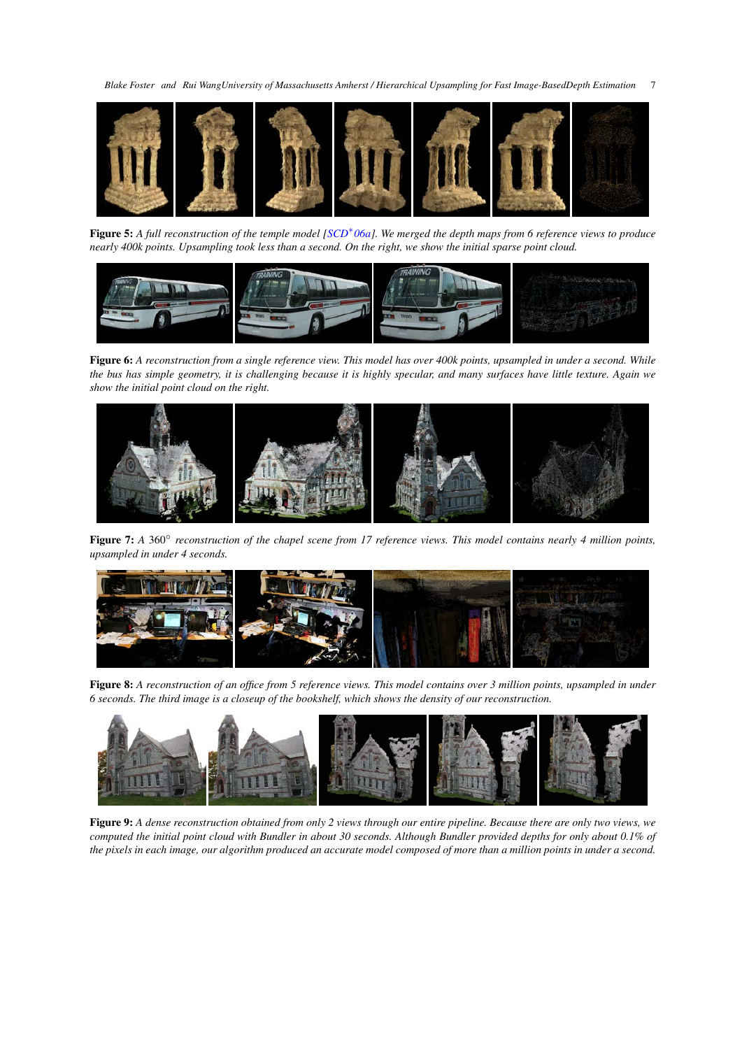**Figure 5:** *A full reconstruction of the temple model [SCD*06a]. We merged the depth maps from 6 reference views to produce nearly 400k points. Upsampling took less than a second. On the right, we show the initial sparse point cloud.*

**Figure 6:** *A reconstruction from a single reference view. This model has over 400k points, upsampled in under a second. While the bus has simple geometry, it is challenging because it is highly specular, and many surfaces have little texture. Again we show the initial point cloud on the right.*

**Figure 7:** *A* $360^{\circ}$ *reconstruction of the chapel scene from 17 reference views. This model contains nearly 4 million points, upsampled in under 4 seconds.*

**Figure 8:** *A reconstruction of an office from 5 reference views. This model contains over 3 million points, upsampled in under 6 seconds. The third image is a closeup of the bookshelf, which shows the density of our reconstruction.*

**Figure 9:** *A dense reconstruction obtained from only 2 views through our entire pipeline. Because there are only two views, we computed the initial point cloud with Bundler in about 30 seconds. Although Bundler provided depths for only about 0.1% of the pixels in each image, our algorithm produced an accurate model composed of more than a million points in under a second.*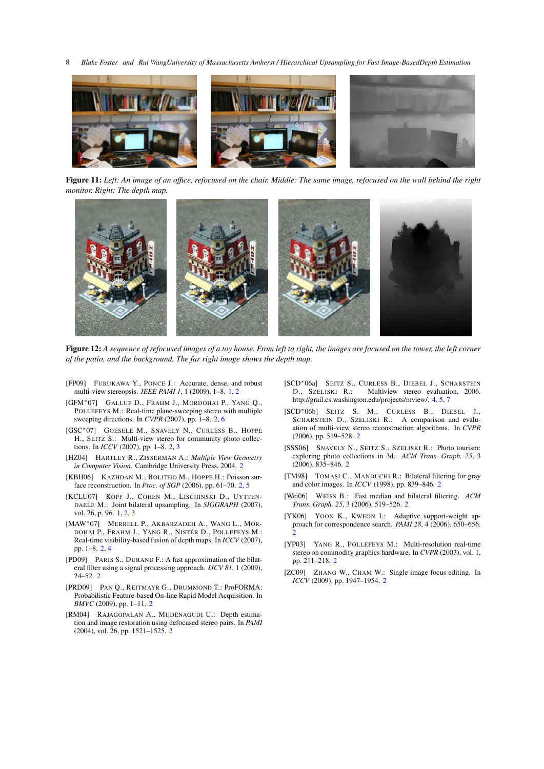**Figure 11:** *Left: An image of an office, refocused on the chair. Middle: The same image, refocused on the wall behind the right monitor. Right: The depth map.*

**Figure 12:** *A sequence of refocused images of a toy house. From left to right, the images are focused on the tower, the left corner of the patio, and the background. The far right image shows the depth map.*

[FP09] FURUKAWA Y., PONCE J.: Accurate, dense, and robust multi-view stereopsis. *IEEE PAMI 1*, 1 (2009), 1–8. 1, 2

[GFM*07] GALLUP D., FRAHM J., MORDOHAI P., YANG Q., POLLEFEYS M.: Real-time plane-sweeping stereo with multiple sweeping directions. In *CVPR* (2007), pp. 1–8. 2, 6

[GSC*07] GOESELE M., SNAVELY N., CURLESS B., HOPPE H., SEITZ S.: Multi-view stereo for community photo collections. In *ICCV* (2007), pp. 1–8. 2, 3

[HZ04] HARTLEY R., ZISSERMAN A.: *Multiple View Geometry in Computer Vision*. Cambridge University Press, 2004. 2

[KBH06] KAZHDAN M., BOLITHO M., HOPPE H.: Poisson surface reconstruction. In *Proc. of SGP* (2006), pp. 61–70. 2, 5

[KCLU07] KOPF J., COHEN M., LISCHINSKI D., UYTTENDAELE M.: Joint bilateral upsampling. In *SIGGRAPH* (2007), vol. 26, p. 96. 1, 2, 3

[MAW*07] MERRELL P., AKBARZADEH A., WANG L., MORDOHAI P., FRAHM J., YANG R., NISTÉR D., POLLEFEYS M.: Real-time visibility-based fusion of depth maps. In *ICCV* (2007), pp. 1–8. 2, 4

[PD09] PARIS S., DURAND F.: A fast approximation of the bilateral filter using a signal processing approach. *IJCV 81*, 1 (2009), 24–52. 2

[PRD09] PAN Q., REITMAYR G., DRUMMOND T.: ProFORMA: Probabilistic Feature-based On-line Rapid Model Acquisition. In *BMVC* (2009), pp. 1–11. 2

[RM04] RAJAGOPALAN A., MUDENAGUDI U.: Depth estimation and image restoration using defocused stereo pairs. In *PAMI* (2004), vol. 26, pp. 1521–1525. 2

[SCD*06a] SEITZ S., CURLESS B., DIEBEL J., SCHARSTEIN D., SZELISKI R.: Multiview stereo evaluation, 2006. http://grail.cs.washington.edu/projects/mview/. 4, 5, 7

[SCD*06b] SEITZ S. M., CURLESS B., DIEBEL J., SCHARSTEIN D., SZELISKI R.: A comparison and evaluation of multi-view stereo reconstruction algorithms. In *CVPR* (2006), pp. 519–528. 2

[SSS06] SNAVELY N., SEITZ S., SZELISKI R.: Photo tourism: exploring photo collections in 3d. *ACM Trans. Graph. 25*, 3 (2006), 835–846. 2

[TM98] TOMASI C., MANDUCHI R.: Bilateral filtering for gray and color images. In *ICCV* (1998), pp. 839–846. 2

[Wei06] WEISS B.: Fast median and bilateral filtering. *ACM Trans. Graph. 25*, 3 (2006), 519–526. 2

[YK06] YOON K., KWEON I.: Adaptive support-weight approach for correspondence search. *PAMI 28*, 4 (2006), 650–656. 2

[YP03] YANG R., POLLEFEYS M.: Multi-resolution real-time stereo on commodity graphics hardware. In *CVPR* (2003), vol. 1, pp. 211–218. 2

[ZC09] ZHANG W., CHAM W.: Single image focus editing. In *ICCV* (2009), pp. 1947–1954. 2